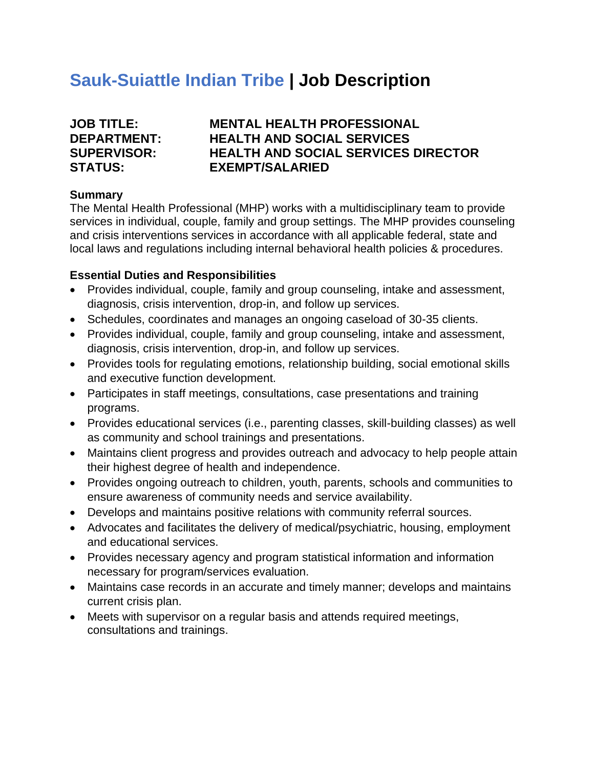# Sauk-Suiattle Indian Tribe | Job Description

**JOB TITLE:** MENTAL HEALTH PROFESSIONAL
**DEPARTMENT:** HEALTH AND SOCIAL SERVICES
**SUPERVISOR:** HEALTH AND SOCIAL SERVICES DIRECTOR
**STATUS:** EXEMPT/SALARIED

**Summary**

The Mental Health Professional (MHP) works with a multidisciplinary team to provide services in individual, couple, family and group settings. The MHP provides counseling and crisis interventions services in accordance with all applicable federal, state and local laws and regulations including internal behavioral health policies & procedures.

**Essential Duties and Responsibilities**

- Provides individual, couple, family and group counseling, intake and assessment, diagnosis, crisis intervention, drop-in, and follow up services.
- Schedules, coordinates and manages an ongoing caseload of 30-35 clients.
- Provides individual, couple, family and group counseling, intake and assessment, diagnosis, crisis intervention, drop-in, and follow up services.
- Provides tools for regulating emotions, relationship building, social emotional skills and executive function development.
- Participates in staff meetings, consultations, case presentations and training programs.
- Provides educational services (i.e., parenting classes, skill-building classes) as well as community and school trainings and presentations.
- Maintains client progress and provides outreach and advocacy to help people attain their highest degree of health and independence.
- Provides ongoing outreach to children, youth, parents, schools and communities to ensure awareness of community needs and service availability.
- Develops and maintains positive relations with community referral sources.
- Advocates and facilitates the delivery of medical/psychiatric, housing, employment and educational services.
- Provides necessary agency and program statistical information and information necessary for program/services evaluation.
- Maintains case records in an accurate and timely manner; develops and maintains current crisis plan.
- Meets with supervisor on a regular basis and attends required meetings, consultations and trainings.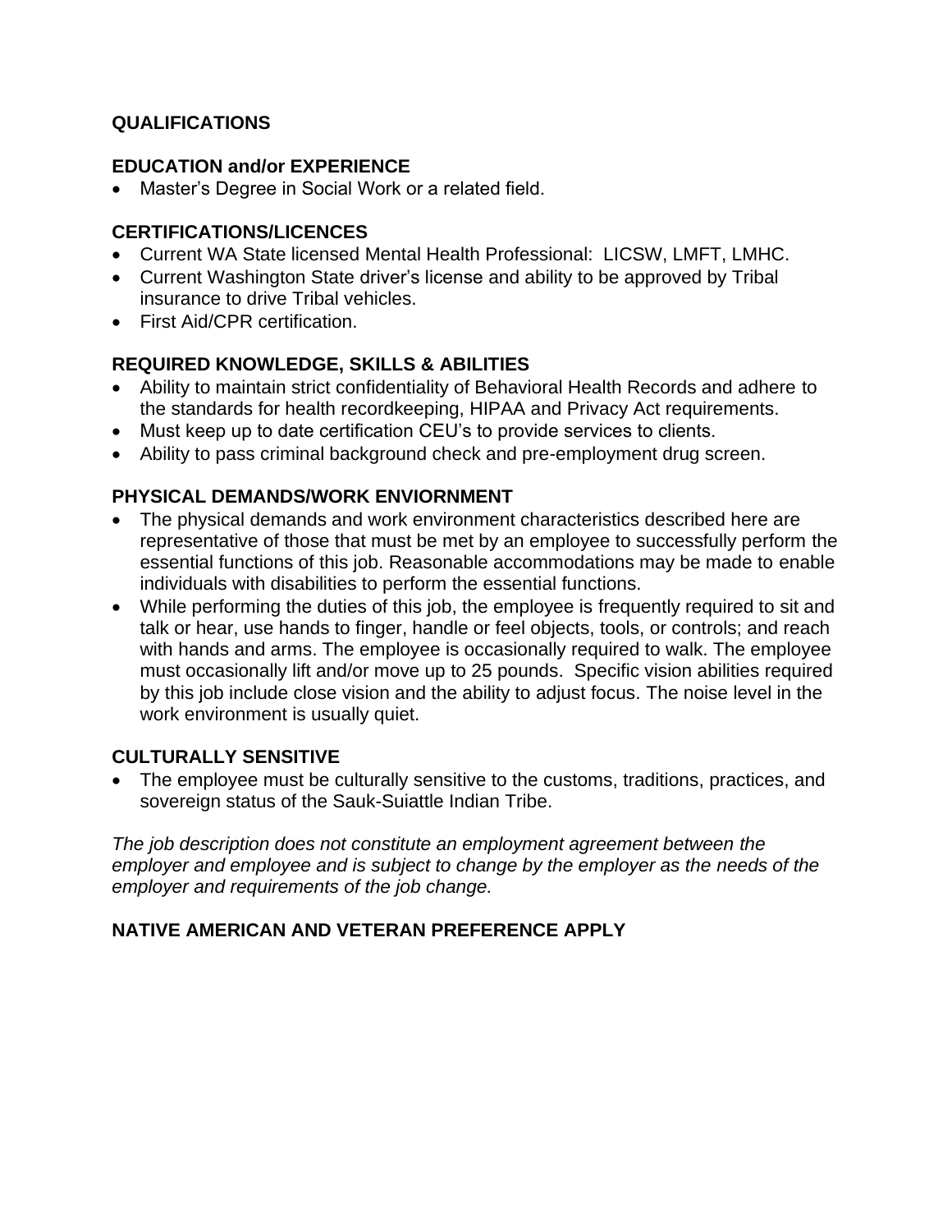**QUALIFICATIONS**

**EDUCATION and/or EXPERIENCE**

- Master's Degree in Social Work or a related field.

**CERTIFICATIONS/LICENCES**

- Current WA State licensed Mental Health Professional:  LICSW, LMFT, LMHC.
- Current Washington State driver's license and ability to be approved by Tribal insurance to drive Tribal vehicles.
- First Aid/CPR certification.

**REQUIRED KNOWLEDGE, SKILLS & ABILITIES**

- Ability to maintain strict confidentiality of Behavioral Health Records and adhere to the standards for health recordkeeping, HIPAA and Privacy Act requirements.
- Must keep up to date certification CEU's to provide services to clients.
- Ability to pass criminal background check and pre-employment drug screen.

**PHYSICAL DEMANDS/WORK ENVIORNMENT**

- The physical demands and work environment characteristics described here are representative of those that must be met by an employee to successfully perform the essential functions of this job. Reasonable accommodations may be made to enable individuals with disabilities to perform the essential functions.
- While performing the duties of this job, the employee is frequently required to sit and talk or hear, use hands to finger, handle or feel objects, tools, or controls; and reach with hands and arms. The employee is occasionally required to walk. The employee must occasionally lift and/or move up to 25 pounds.  Specific vision abilities required by this job include close vision and the ability to adjust focus. The noise level in the work environment is usually quiet.

**CULTURALLY SENSITIVE**

- The employee must be culturally sensitive to the customs, traditions, practices, and sovereign status of the Sauk-Suiattle Indian Tribe.

*The job description does not constitute an employment agreement between the employer and employee and is subject to change by the employer as the needs of the employer and requirements of the job change.*

**NATIVE AMERICAN AND VETERAN PREFERENCE APPLY**